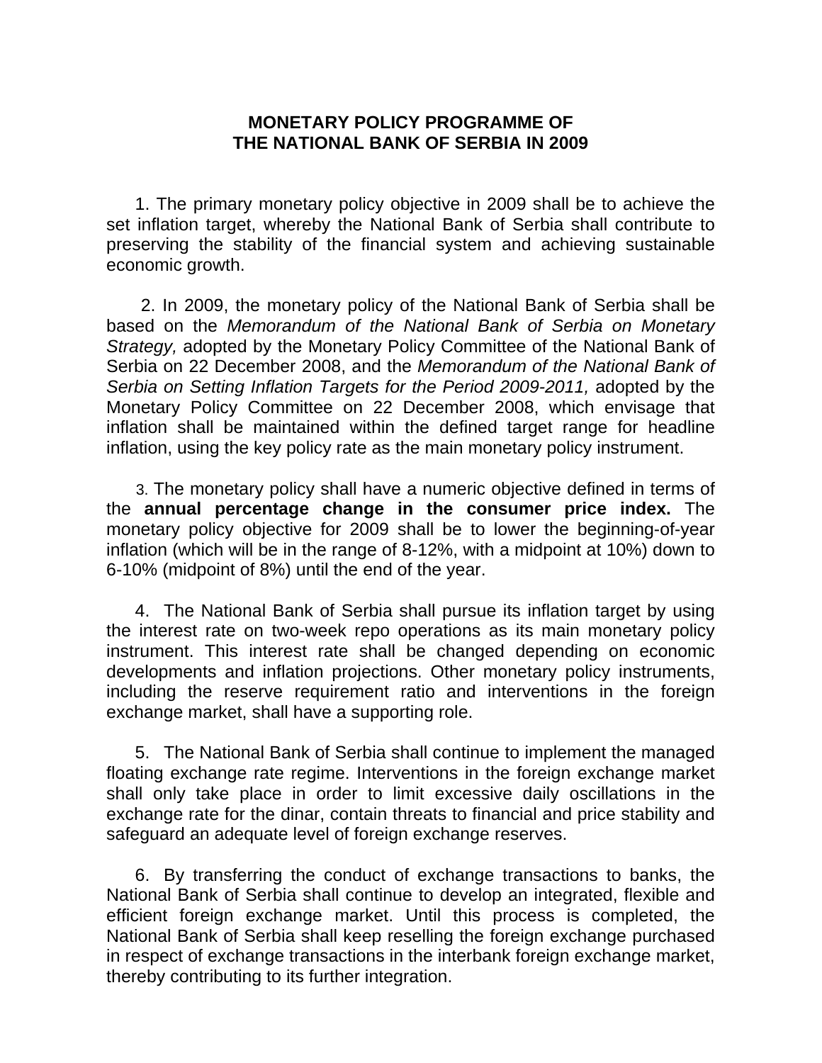# MONETARY POLICY PROGRAMME OF THE NATIONAL BANK OF SERBIA IN 2009

1. The primary monetary policy objective in 2009 shall be to achieve the set inflation target, whereby the National Bank of Serbia shall contribute to preserving the stability of the financial system and achieving sustainable economic growth.

2. In 2009, the monetary policy of the National Bank of Serbia shall be based on the *Memorandum of the National Bank of Serbia on Monetary Strategy,* adopted by the Monetary Policy Committee of the National Bank of Serbia on 22 December 2008, and the *Memorandum of the National Bank of Serbia on Setting Inflation Targets for the Period 2009-2011,* adopted by the Monetary Policy Committee on 22 December 2008, which envisage that inflation shall be maintained within the defined target range for headline inflation, using the key policy rate as the main monetary policy instrument.

3. The monetary policy shall have a numeric objective defined in terms of the **annual percentage change in the consumer price index.** The monetary policy objective for 2009 shall be to lower the beginning-of-year inflation (which will be in the range of 8-12%, with a midpoint at 10%) down to 6-10% (midpoint of 8%) until the end of the year.

4. The National Bank of Serbia shall pursue its inflation target by using the interest rate on two-week repo operations as its main monetary policy instrument. This interest rate shall be changed depending on economic developments and inflation projections. Other monetary policy instruments, including the reserve requirement ratio and interventions in the foreign exchange market, shall have a supporting role.

5. The National Bank of Serbia shall continue to implement the managed floating exchange rate regime. Interventions in the foreign exchange market shall only take place in order to limit excessive daily oscillations in the exchange rate for the dinar, contain threats to financial and price stability and safeguard an adequate level of foreign exchange reserves.

6. By transferring the conduct of exchange transactions to banks, the National Bank of Serbia shall continue to develop an integrated, flexible and efficient foreign exchange market. Until this process is completed, the National Bank of Serbia shall keep reselling the foreign exchange purchased in respect of exchange transactions in the interbank foreign exchange market, thereby contributing to its further integration.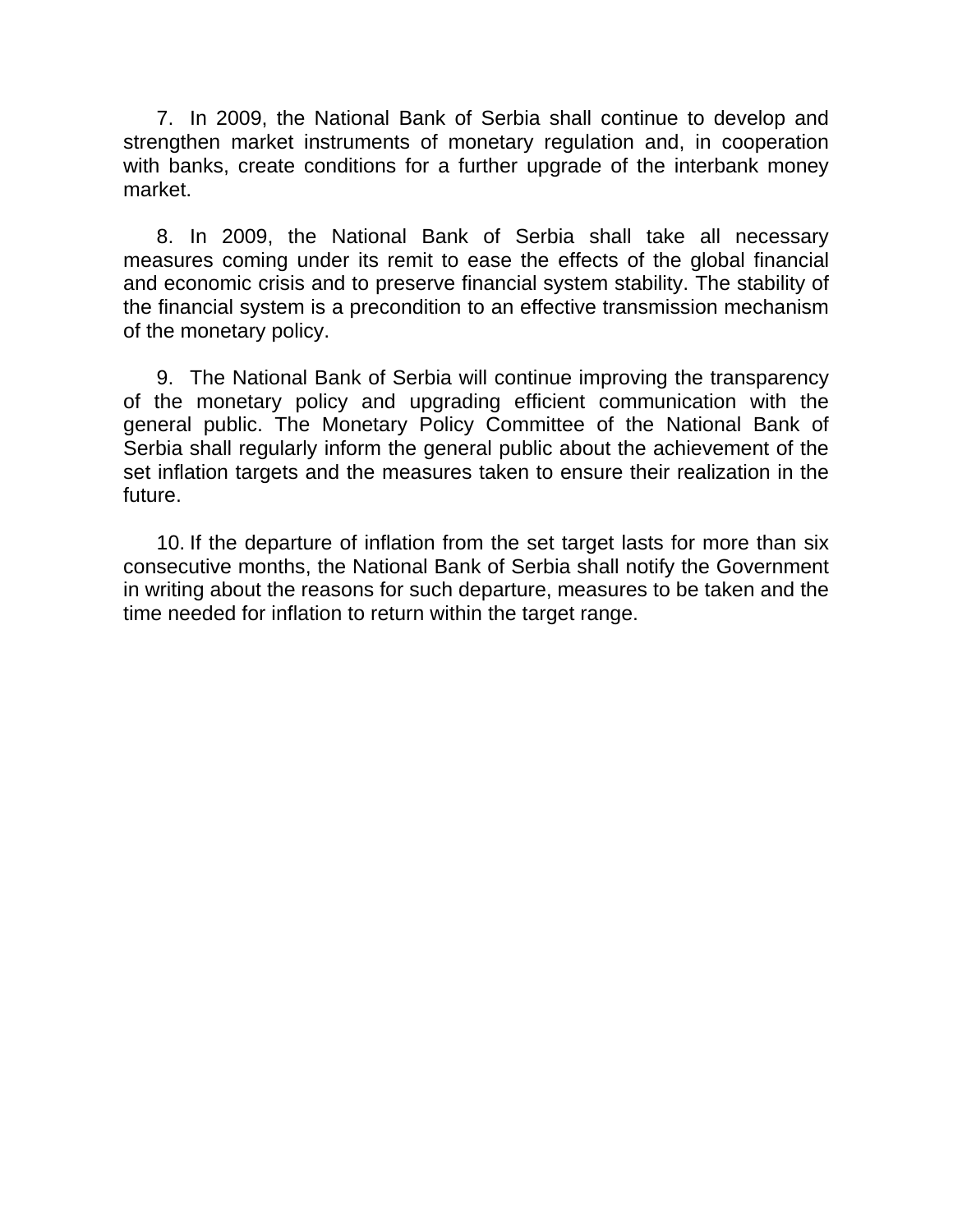7. In 2009, the National Bank of Serbia shall continue to develop and strengthen market instruments of monetary regulation and, in cooperation with banks, create conditions for a further upgrade of the interbank money market.

8. In 2009, the National Bank of Serbia shall take all necessary measures coming under its remit to ease the effects of the global financial and economic crisis and to preserve financial system stability. The stability of the financial system is a precondition to an effective transmission mechanism of the monetary policy.

9. The National Bank of Serbia will continue improving the transparency of the monetary policy and upgrading efficient communication with the general public. The Monetary Policy Committee of the National Bank of Serbia shall regularly inform the general public about the achievement of the set inflation targets and the measures taken to ensure their realization in the future.

10. If the departure of inflation from the set target lasts for more than six consecutive months, the National Bank of Serbia shall notify the Government in writing about the reasons for such departure, measures to be taken and the time needed for inflation to return within the target range.